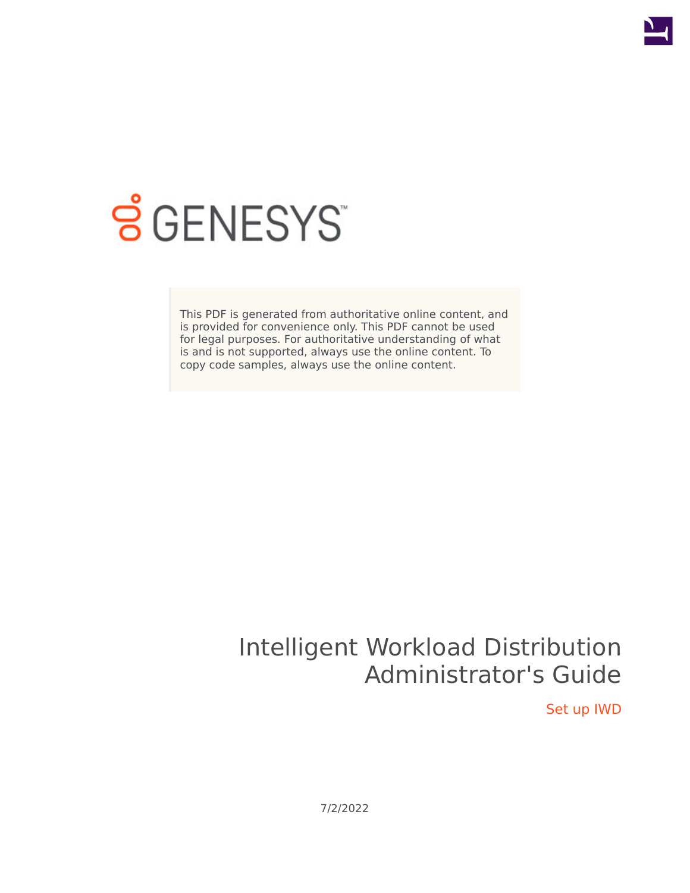GENESYS

This PDF is generated from authoritative online content, and is provided for convenience only. This PDF cannot be used for legal purposes. For authoritative understanding of what is and is not supported, always use the online content. To copy code samples, always use the online content.

# Intelligent Workload Distribution Administrator's Guide

## Set up IWD

7/2/2022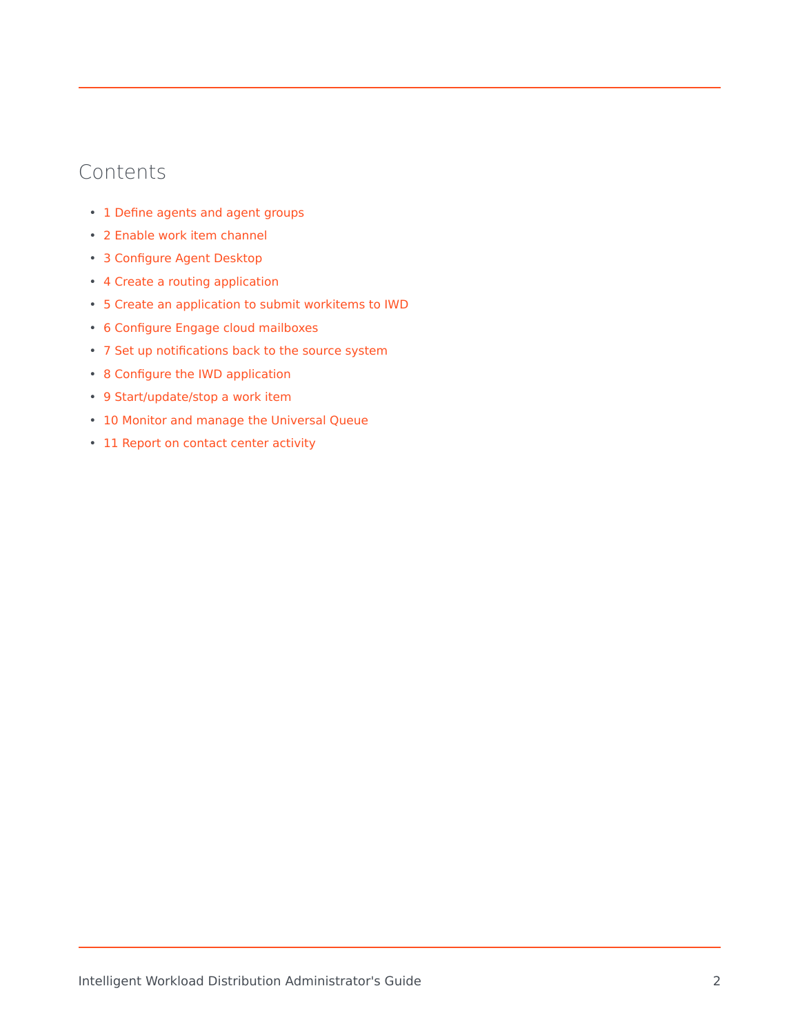## Contents

- 1 Define agents and agent groups
- 2 Enable work item channel
- 3 Configure Agent Desktop
- 4 Create a routing application
- 5 Create an application to submit workitems to IWD
- 6 Configure Engage cloud mailboxes
- 7 Set up notifications back to the source system
- 8 Configure the IWD application
- 9 Start/update/stop a work item
- 10 Monitor and manage the Universal Queue
- 11 Report on contact center activity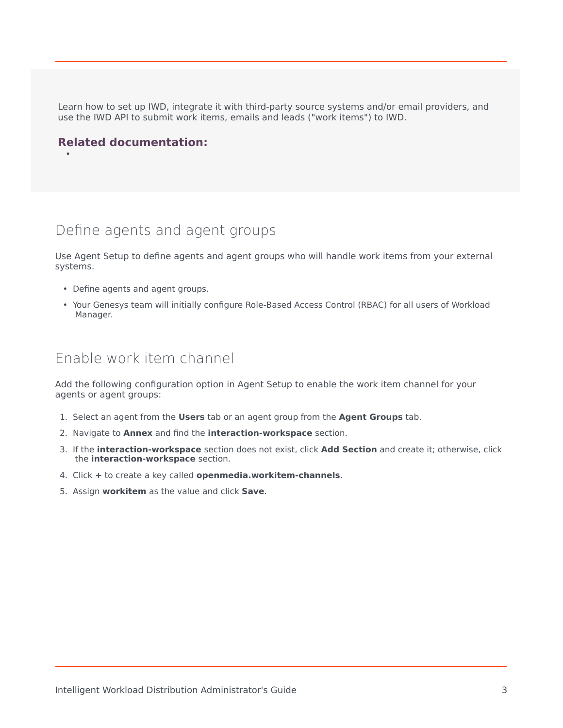Learn how to set up IWD, integrate it with third-party source systems and/or email providers, and use the IWD API to submit work items, emails and leads ("work items") to IWD.

**Related documentation:**

- 

## Define agents and agent groups

Use Agent Setup to define agents and agent groups who will handle work items from your external systems.

- Define agents and agent groups.
- Your Genesys team will initially configure Role-Based Access Control (RBAC) for all users of Workload Manager.

## Enable work item channel

Add the following configuration option in Agent Setup to enable the work item channel for your agents or agent groups:

1. Select an agent from the **Users** tab or an agent group from the **Agent Groups** tab.
2. Navigate to **Annex** and find the **interaction-workspace** section.
3. If the **interaction-workspace** section does not exist, click **Add Section** and create it; otherwise, click the **interaction-workspace** section.
4. Click **+** to create a key called **openmedia.workitem-channels**.
5. Assign **workitem** as the value and click **Save**.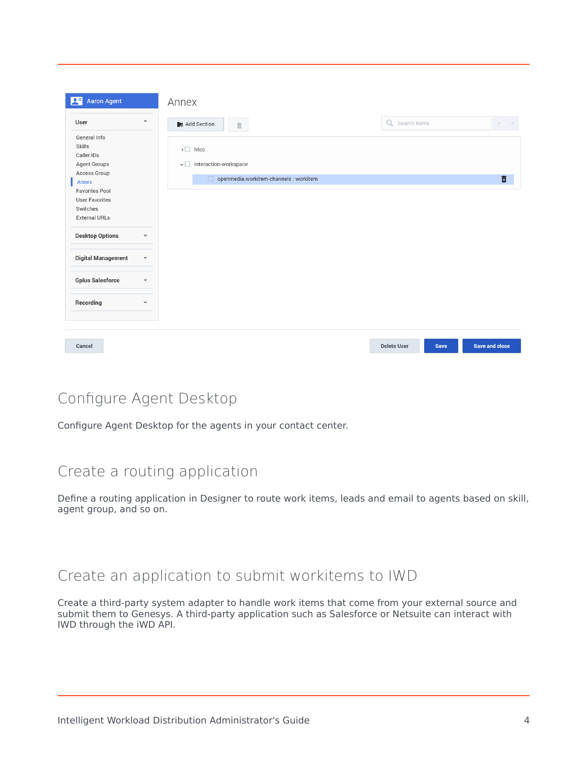## Configure Agent Desktop

Configure Agent Desktop for the agents in your contact center.

## Create a routing application

Define a routing application in Designer to route work items, leads and email to agents based on skill, agent group, and so on.

## Create an application to submit workitems to IWD

Create a third-party system adapter to handle work items that come from your external source and submit them to Genesys. A third-party application such as Salesforce or Netsuite can interact with IWD through the iWD API.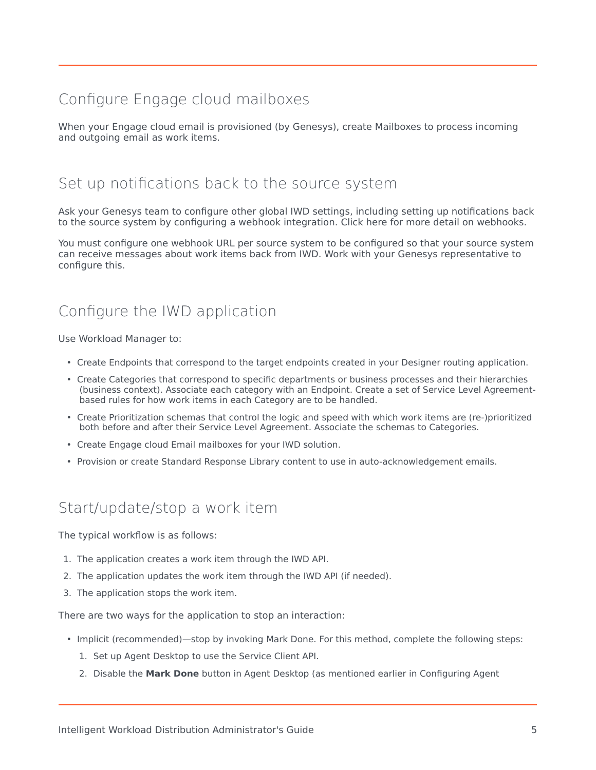## Configure Engage cloud mailboxes

When your Engage cloud email is provisioned (by Genesys), create Mailboxes to process incoming and outgoing email as work items.

## Set up notifications back to the source system

Ask your Genesys team to configure other global IWD settings, including setting up notifications back to the source system by configuring a webhook integration. Click here for more detail on webhooks.

You must configure one webhook URL per source system to be configured so that your source system can receive messages about work items back from IWD. Work with your Genesys representative to configure this.

## Configure the IWD application

Use Workload Manager to:

- Create Endpoints that correspond to the target endpoints created in your Designer routing application.
- Create Categories that correspond to specific departments or business processes and their hierarchies (business context). Associate each category with an Endpoint. Create a set of Service Level Agreement-based rules for how work items in each Category are to be handled.
- Create Prioritization schemas that control the logic and speed with which work items are (re-)prioritized both before and after their Service Level Agreement. Associate the schemas to Categories.
- Create Engage cloud Email mailboxes for your IWD solution.
- Provision or create Standard Response Library content to use in auto-acknowledgement emails.

## Start/update/stop a work item

The typical workflow is as follows:

1. The application creates a work item through the IWD API.
2. The application updates the work item through the IWD API (if needed).
3. The application stops the work item.

There are two ways for the application to stop an interaction:

- Implicit (recommended)—stop by invoking Mark Done. For this method, complete the following steps:
    1. Set up Agent Desktop to use the Service Client API.
    2. Disable the **Mark Done** button in Agent Desktop (as mentioned earlier in Configuring Agent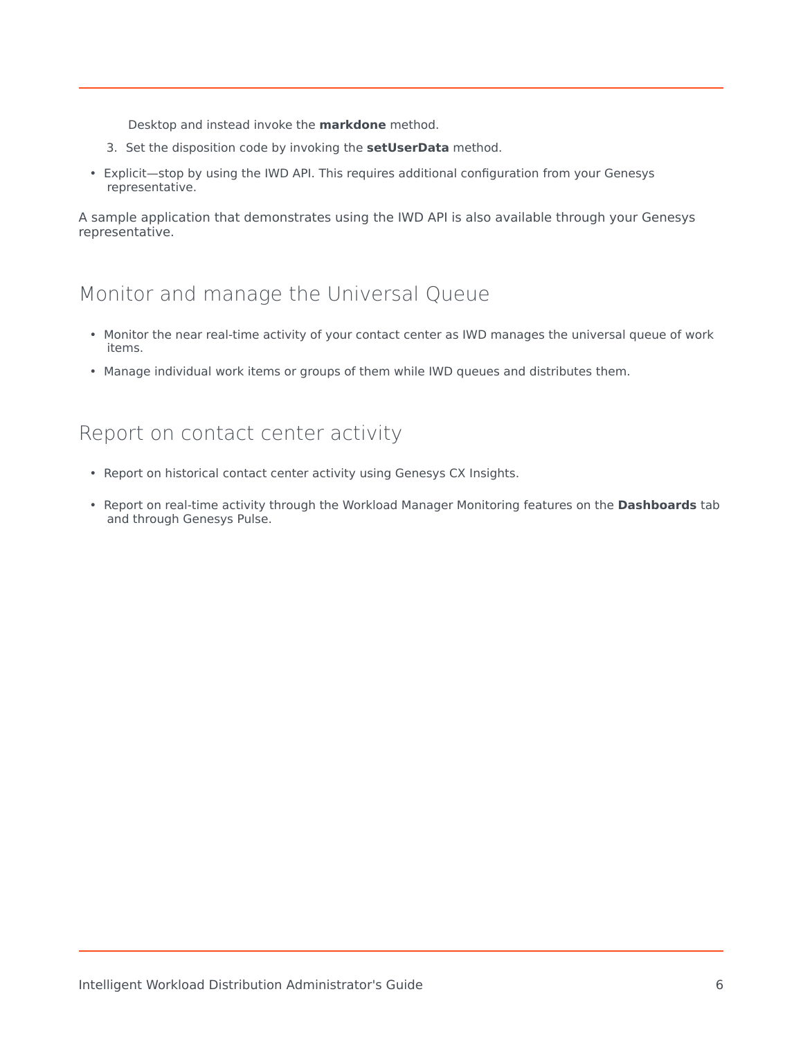Desktop and instead invoke the **markdone** method.

3. Set the disposition code by invoking the **setUserData** method.

- Explicit—stop by using the IWD API. This requires additional configuration from your Genesys representative.

A sample application that demonstrates using the IWD API is also available through your Genesys representative.

## Monitor and manage the Universal Queue

- Monitor the near real-time activity of your contact center as IWD manages the universal queue of work items.
- Manage individual work items or groups of them while IWD queues and distributes them.

## Report on contact center activity

- Report on historical contact center activity using Genesys CX Insights.
- Report on real-time activity through the Workload Manager Monitoring features on the **Dashboards** tab and through Genesys Pulse.